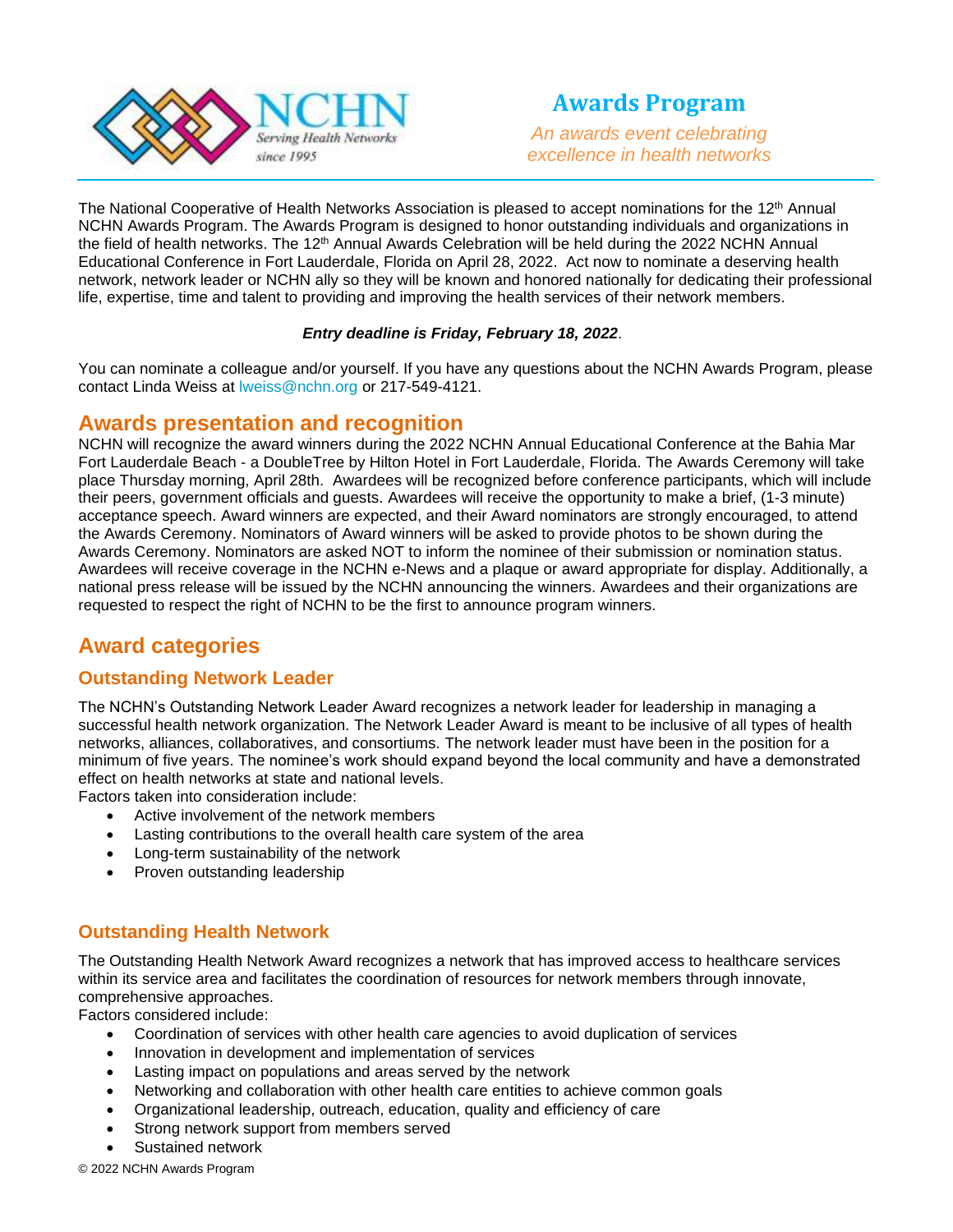NCHN
Serving Health Networks
since 1995

# Awards Program

*An awards event celebrating excellence in health networks*

The National Cooperative of Health Networks Association is pleased to accept nominations for the 12th Annual NCHN Awards Program. The Awards Program is designed to honor outstanding individuals and organizations in the field of health networks. The 12th Annual Awards Celebration will be held during the 2022 NCHN Annual Educational Conference in Fort Lauderdale, Florida on April 28, 2022. Act now to nominate a deserving health network, network leader or NCHN ally so they will be known and honored nationally for dedicating their professional life, expertise, time and talent to providing and improving the health services of their network members.

***Entry deadline is Friday, February 18, 2022***.

You can nominate a colleague and/or yourself. If you have any questions about the NCHN Awards Program, please contact Linda Weiss at lweiss@nchn.org or 217-549-4121.

## Awards presentation and recognition

NCHN will recognize the award winners during the 2022 NCHN Annual Educational Conference at the Bahia Mar Fort Lauderdale Beach - a DoubleTree by Hilton Hotel in Fort Lauderdale, Florida. The Awards Ceremony will take place Thursday morning, April 28th. Awardees will be recognized before conference participants, which will include their peers, government officials and guests. Awardees will receive the opportunity to make a brief, (1-3 minute) acceptance speech. Award winners are expected, and their Award nominators are strongly encouraged, to attend the Awards Ceremony. Nominators of Award winners will be asked to provide photos to be shown during the Awards Ceremony. Nominators are asked NOT to inform the nominee of their submission or nomination status. Awardees will receive coverage in the NCHN e-News and a plaque or award appropriate for display. Additionally, a national press release will be issued by the NCHN announcing the winners. Awardees and their organizations are requested to respect the right of NCHN to be the first to announce program winners.

## Award categories

### Outstanding Network Leader

The NCHN's Outstanding Network Leader Award recognizes a network leader for leadership in managing a successful health network organization. The Network Leader Award is meant to be inclusive of all types of health networks, alliances, collaboratives, and consortiums. The network leader must have been in the position for a minimum of five years. The nominee's work should expand beyond the local community and have a demonstrated effect on health networks at state and national levels.

Factors taken into consideration include:

- Active involvement of the network members
- Lasting contributions to the overall health care system of the area
- Long-term sustainability of the network
- Proven outstanding leadership

### Outstanding Health Network

The Outstanding Health Network Award recognizes a network that has improved access to healthcare services within its service area and facilitates the coordination of resources for network members through innovate, comprehensive approaches.

Factors considered include:

- Coordination of services with other health care agencies to avoid duplication of services
- Innovation in development and implementation of services
- Lasting impact on populations and areas served by the network
- Networking and collaboration with other health care entities to achieve common goals
- Organizational leadership, outreach, education, quality and efficiency of care
- Strong network support from members served
- Sustained network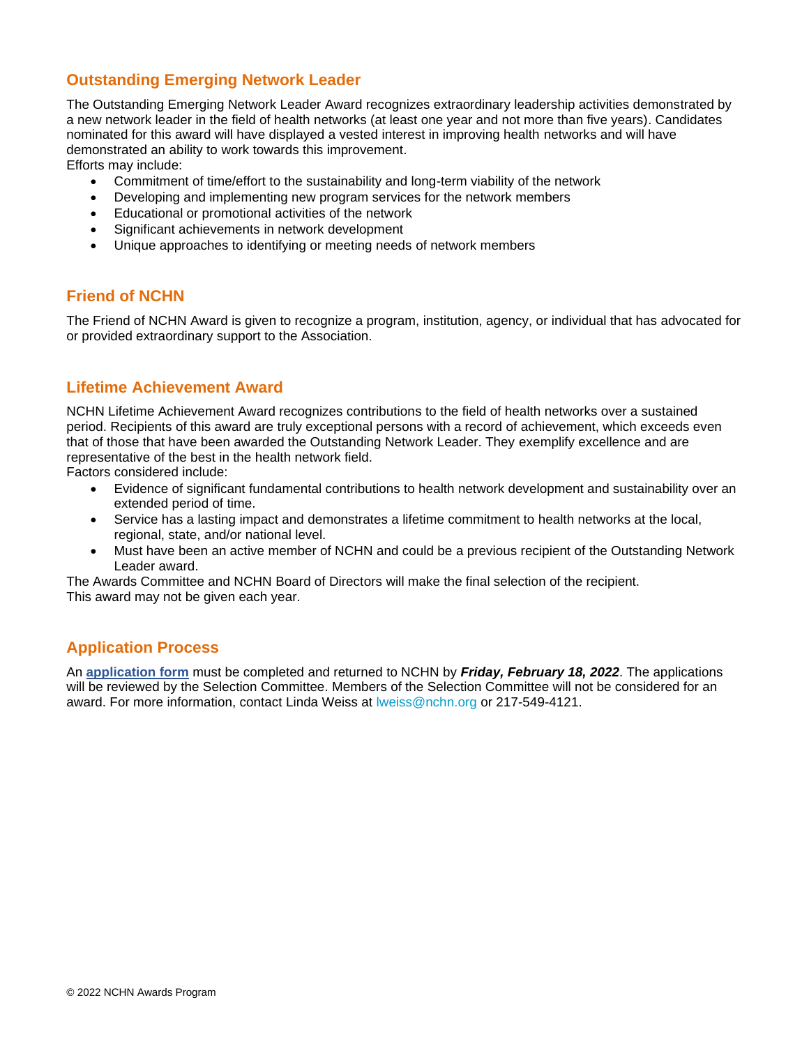## Outstanding Emerging Network Leader

The Outstanding Emerging Network Leader Award recognizes extraordinary leadership activities demonstrated by a new network leader in the field of health networks (at least one year and not more than five years). Candidates nominated for this award will have displayed a vested interest in improving health networks and will have demonstrated an ability to work towards this improvement.
Efforts may include:

- Commitment of time/effort to the sustainability and long-term viability of the network
- Developing and implementing new program services for the network members
- Educational or promotional activities of the network
- Significant achievements in network development
- Unique approaches to identifying or meeting needs of network members

## Friend of NCHN

The Friend of NCHN Award is given to recognize a program, institution, agency, or individual that has advocated for or provided extraordinary support to the Association.

## Lifetime Achievement Award

NCHN Lifetime Achievement Award recognizes contributions to the field of health networks over a sustained period. Recipients of this award are truly exceptional persons with a record of achievement, which exceeds even that of those that have been awarded the Outstanding Network Leader. They exemplify excellence and are representative of the best in the health network field.
Factors considered include:

- Evidence of significant fundamental contributions to health network development and sustainability over an extended period of time.
- Service has a lasting impact and demonstrates a lifetime commitment to health networks at the local, regional, state, and/or national level.
- Must have been an active member of NCHN and could be a previous recipient of the Outstanding Network Leader award.

The Awards Committee and NCHN Board of Directors will make the final selection of the recipient.
This award may not be given each year.

## Application Process

An **application form** must be completed and returned to NCHN by ***Friday, February 18, 2022***. The applications will be reviewed by the Selection Committee. Members of the Selection Committee will not be considered for an award. For more information, contact Linda Weiss at lweiss@nchn.org or 217-549-4121.

© 2022 NCHN Awards Program